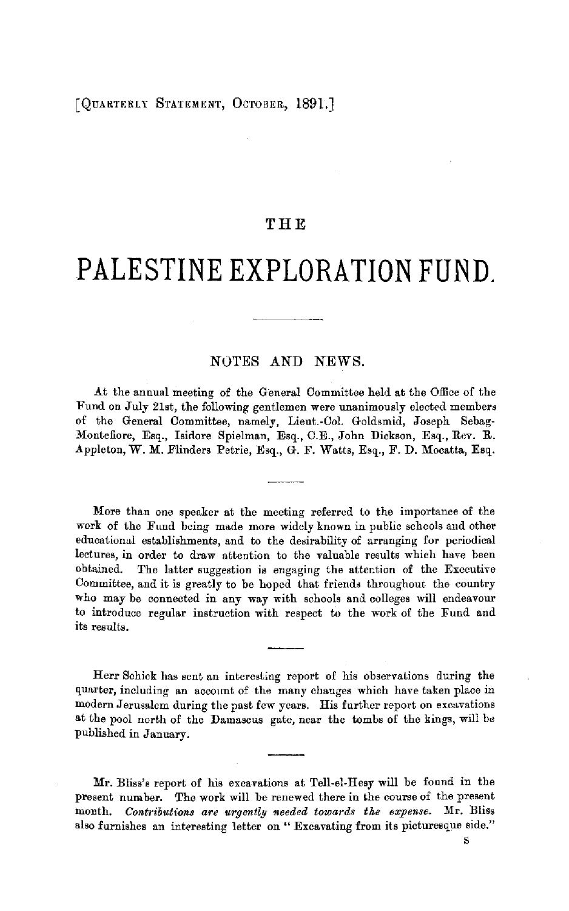[QUARTERLY STATEMENT, OCTOBER, 1891.]

# THE

# PALESTINE EXPLORATION FUND.

## NOTES AND NEWS.

At the annual meeting of the General Committee held at the Office of the Fund on July 21st, the following gentlemen were unanimously elected members of the General Committee, namely, Lieut.-Col. Goldsmid, Joseph Sebag-Montefiore, Esq., Isidore Spielman, Esq., C.E., John Dickson, Esq., Rev. R. Appleton, W. M. Flinders Petrie, Esq., G. F. Watts, Esq., F. D. Mocatta, Esq.

---

More than one speaker at the meeting referred to the importance of the work of the Fund being made more widely known in public schools and other educational establishments, and to the desirability of arranging for periodical lectures, in order to draw attention to the valuable results which have been obtained. The latter suggestion is engaging the attention of the Executive Committee, and it is greatly to be hoped that friends throughout the country who may be connected in any way with schools and colleges will endeavour to introduce regular instruction with respect to the work of the Fund and its results.

---

Herr Schick has sent an interesting report of his observations during the quarter, including an account of the many changes which have taken place in modern Jerusalem during the past few years. His further report on excavations at the pool north of the Damascus gate, near the tombs of the kings, will be published in January.

---

Mr. Bliss's report of his excavations at Tell-el-Hesy will be found in the present number. The work will be renewed there in the course of the present month. *Contributions are urgently needed towards the expense.* Mr. Bliss also furnishes an interesting letter on "Excavating from its picturesque side."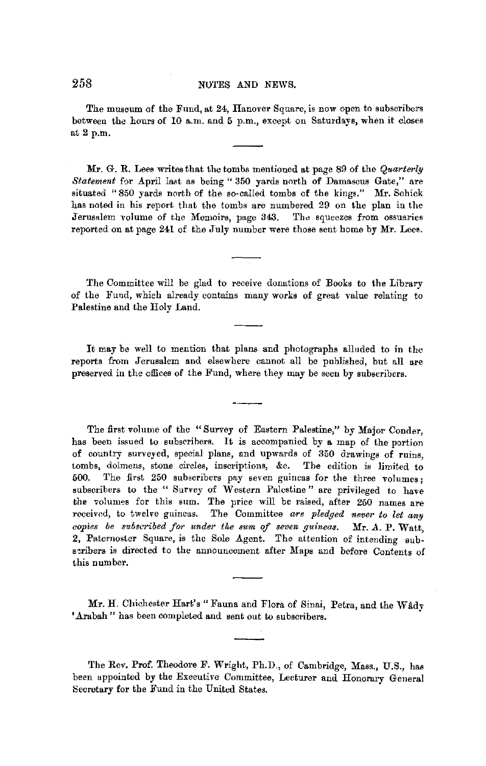The museum of the Fund, at 24, Hanover Square, is now open to subscribers between the hours of 10 a.m. and 5 p.m., except on Saturdays, when it closes at 2 p.m.

---

Mr. G. R. Lees writes that the tombs mentioned at page 89 of the *Quarterly Statement* for April last as being "350 yards north of Damascus Gate," are situated "850 yards north of the so-called tombs of the kings." Mr. Schick has noted in his report that the tombs are numbered 29 on the plan in the Jerusalem volume of the Memoirs, page 343. The squeezes from ossuaries reported on at page 241 of the July number were those sent home by Mr. Lees.

---

The Committee will be glad to receive donations of Books to the Library of the Fund, which already contains many works of great value relating to Palestine and the Holy Land.

---

It may be well to mention that plans and photographs alluded to in the reports from Jerusalem and elsewhere cannot all be published, but all are preserved in the offices of the Fund, where they may be seen by subscribers.

---

The first volume of the "Survey of Eastern Palestine," by Major Conder, has been issued to subscribers. It is accompanied by a map of the portion of country surveyed, special plans, and upwards of 350 drawings of ruins, tombs, dolmens, stone circles, inscriptions, &c. The edition is limited to 500. The first 250 subscribers pay seven guineas for the three volumes; subscribers to the "Survey of Western Palestine" are privileged to have the volumes for this sum. The price will be raised, after 250 names are received, to twelve guineas. The Committee *are pledged never to let any copies be subscribed for under the sum of seven guineas.* Mr. A. P. Watt, 2, Paternoster Square, is the Sole Agent. The attention of intending subscribers is directed to the announcement after Maps and before Contents of this number.

---

Mr. H. Chichester Hart's "Fauna and Flora of Sinai, Petra, and the Wâdy 'Arabah" has been completed and sent out to subscribers.

---

The Rev. Prof. Theodore F. Wright, Ph.D., of Cambridge, Mass., U.S., has been appointed by the Executive Committee, Lecturer and Honorary General Secretary for the Fund in the United States.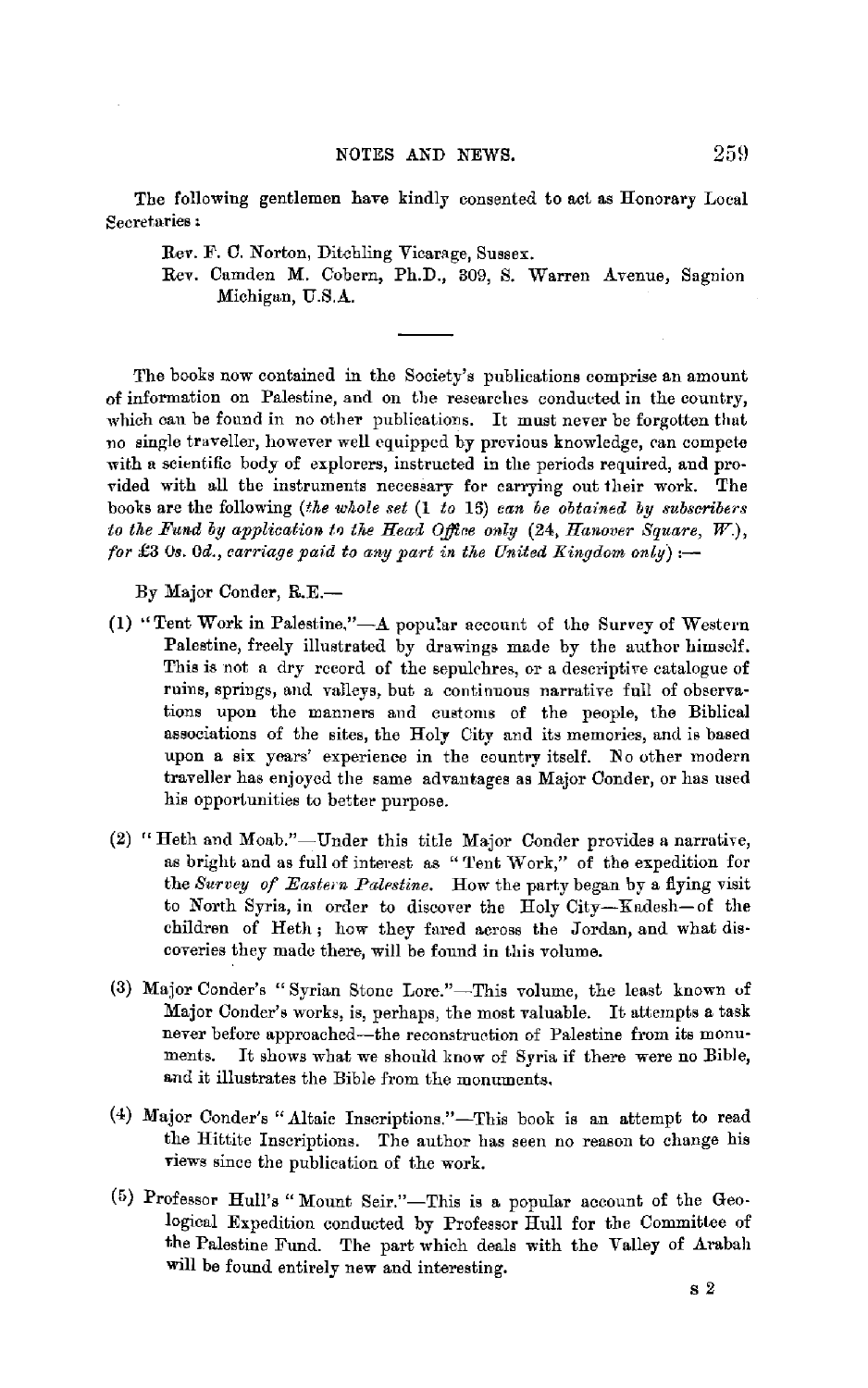The following gentlemen have kindly consented to act as Honorary Local Secretaries:

Rev. F. C. Norton, Ditchling Vicarage, Sussex.

Rev. Camden M. Cobern, Ph.D., 309, S. Warren Avenue, Sagnion Michigan, U.S.A.

---

The books now contained in the Society's publications comprise an amount of information on Palestine, and on the researches conducted in the country, which can be found in no other publications. It must never be forgotten that no single traveller, however well equipped by previous knowledge, can compete with a scientific body of explorers, instructed in the periods required, and provided with all the instruments necessary for carrying out their work. The books are the following (*the whole set* (1 *to* 13) *can be obtained by subscribers to the Fund by application to the Head Office only* (24, *Hanover Square, W.*), *for* £3 0*s.* 0*d., carriage paid to any part in the United Kingdom only*) :—

By Major Conder, R.E.—

(1) "Tent Work in Palestine,"—A popular account of the Survey of Western Palestine, freely illustrated by drawings made by the author himself. This is not a dry record of the sepulchres, or a descriptive catalogue of ruins, springs, and valleys, but a continuous narrative full of observations upon the manners and customs of the people, the Biblical associations of the sites, the Holy City and its memories, and is based upon a six years' experience in the country itself. No other modern traveller has enjoyed the same advantages as Major Conder, or has used his opportunities to better purpose.

(2) "Heth and Moab."—Under this title Major Conder provides a narrative, as bright and as full of interest as "Tent Work," of the expedition for the *Survey of Eastern Palestine.* How the party began by a flying visit to North Syria, in order to discover the Holy City—Kadesh—of the children of Heth; how they fared across the Jordan, and what discoveries they made there, will be found in this volume.

(3) Major Conder's "Syrian Stone Lore."—This volume, the least known of Major Conder's works, is, perhaps, the most valuable. It attempts a task never before approached—the reconstruction of Palestine from its monuments. It shows what we should know of Syria if there were no Bible, and it illustrates the Bible from the monuments.

(4) Major Conder's "Altaic Inscriptions."—This book is an attempt to read the Hittite Inscriptions. The author has seen no reason to change his views since the publication of the work.

(5) Professor Hull's "Mount Seir."—This is a popular account of the Geological Expedition conducted by Professor Hull for the Committee of the Palestine Fund. The part which deals with the Valley of Arabah will be found entirely new and interesting.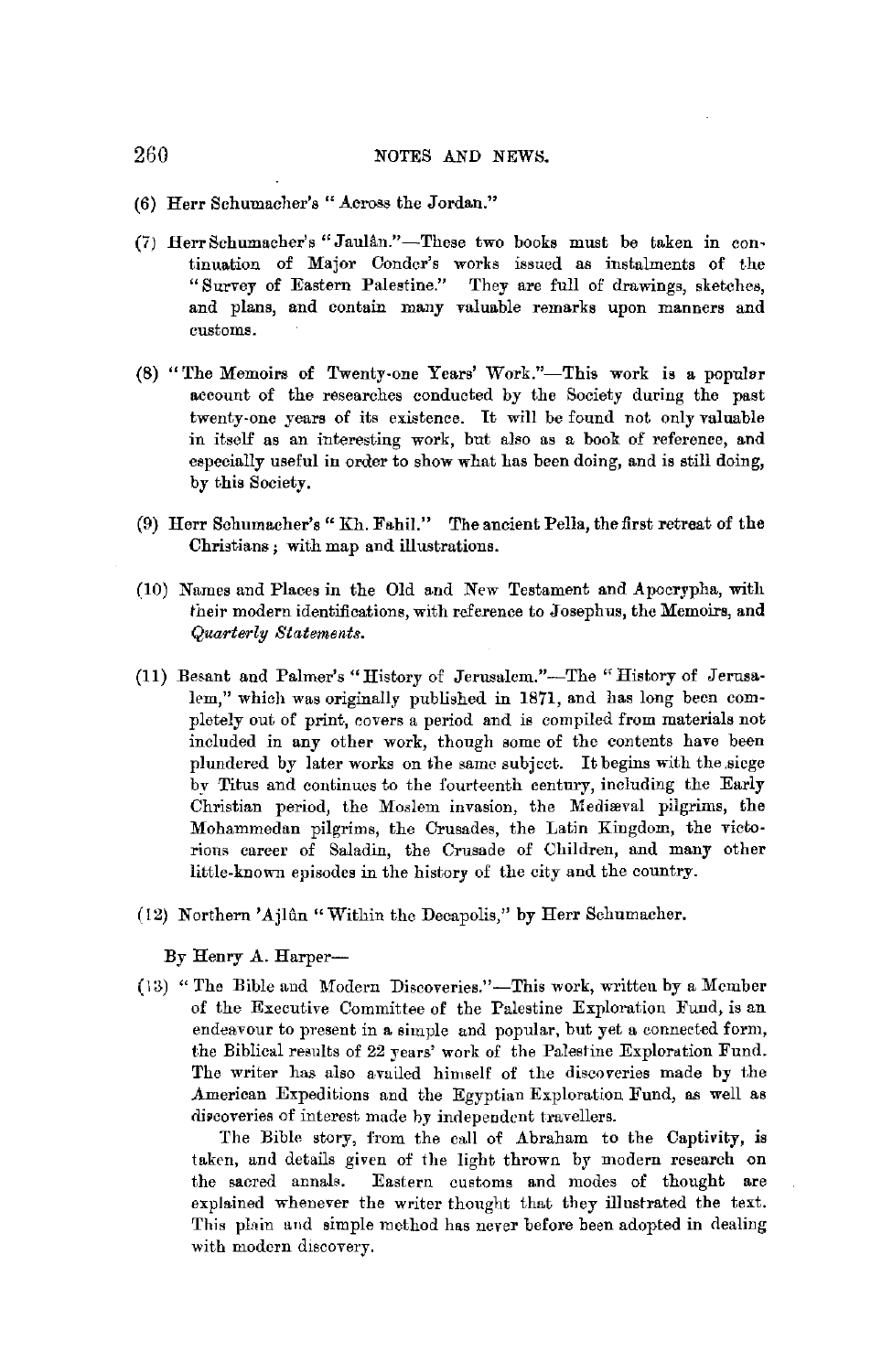(6) Herr Schumacher's "Across the Jordan."

(7) Herr Schumacher's "Jaulân."—These two books must be taken in continuation of Major Conder's works issued as instalments of the "Survey of Eastern Palestine." They are full of drawings, sketches, and plans, and contain many valuable remarks upon manners and customs.

(8) "The Memoirs of Twenty-one Years' Work."—This work is a popular account of the researches conducted by the Society during the past twenty-one years of its existence. It will be found not only valuable in itself as an interesting work, but also as a book of reference, and especially useful in order to show what has been doing, and is still doing, by this Society.

(9) Herr Schumacher's "Kh. Fahil." The ancient Pella, the first retreat of the Christians; with map and illustrations.

(10) Names and Places in the Old and New Testament and Apocrypha, with their modern identifications, with reference to Josephus, the Memoirs, and *Quarterly Statements.*

(11) Besant and Palmer's "History of Jerusalem."—The "History of Jerusalem," which was originally published in 1871, and has long been completely out of print, covers a period and is compiled from materials not included in any other work, though some of the contents have been plundered by later works on the same subject. It begins with the siege by Titus and continues to the fourteenth century, including the Early Christian period, the Moslem invasion, the Mediæval pilgrims, the Mohammedan pilgrims, the Crusades, the Latin Kingdom, the victorious career of Saladin, the Crusade of Children, and many other little-known episodes in the history of the city and the country.

(12) Northern 'Ajlûn "Within the Decapolis," by Herr Schumacher.

By Henry A. Harper—

(13) "The Bible and Modern Discoveries."—This work, written by a Member of the Executive Committee of the Palestine Exploration Fund, is an endeavour to present in a simple and popular, but yet a connected form, the Biblical results of 22 years' work of the Palestine Exploration Fund. The writer has also availed himself of the discoveries made by the American Expeditions and the Egyptian Exploration Fund, as well as discoveries of interest made by independent travellers.

The Bible story, from the call of Abraham to the Captivity, is taken, and details given of the light thrown by modern research on the sacred annals. Eastern customs and modes of thought are explained whenever the writer thought that they illustrated the text. This plain and simple method has never before been adopted in dealing with modern discovery.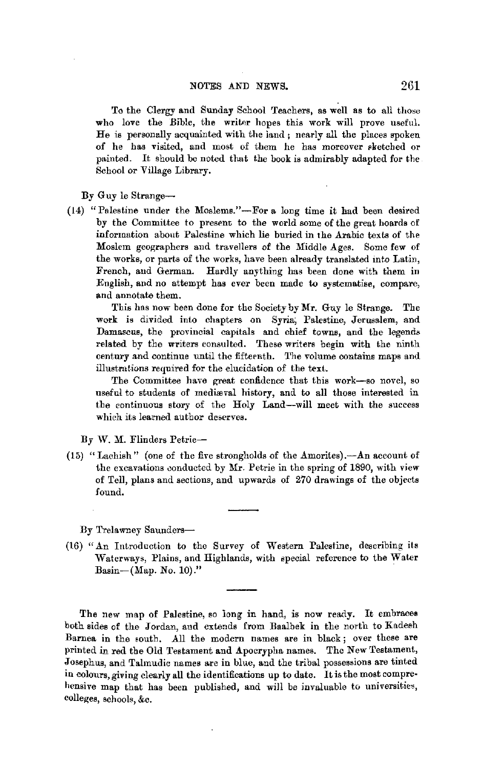To the Clergy and Sunday School Teachers, as well as to all those who love the Bible, the writer hopes this work will prove useful. He is personally acquainted with the land; nearly all the places spoken of he has visited, and most of them he has moreover sketched or painted. It should be noted that the book is admirably adapted for the School or Village Library.

By Guy le Strange—

(14) "Palestine under the Moslems."—For a long time it had been desired by the Committee to present to the world some of the great hoards of information about Palestine which lie buried in the Arabic texts of the Moslem geographers and travellers of the Middle Ages. Some few of the works, or parts of the works, have been already translated into Latin, French, and German. Hardly anything has been done with them in English, and no attempt has ever been made to systematise, compare, and annotate them.

This has now been done for the Society by Mr. Guy le Strange. The work is divided into chapters on Syria, Palestine, Jerusalem, and Damascus, the provincial capitals and chief towns, and the legends related by the writers consulted. These writers begin with the ninth century and continue until the fifteenth. The volume contains maps and illustrations required for the elucidation of the text.

The Committee have great confidence that this work—so novel, so useful to students of mediæval history, and to all those interested in the continuous story of the Holy Land—will meet with the success which its learned author deserves.

By W. M. Flinders Petrie—

(15) "Lachish" (one of the five strongholds of the Amorites).—An account of the excavations conducted by Mr. Petrie in the spring of 1890, with view of Tell, plans and sections, and upwards of 270 drawings of the objects found.

---

By Trelawney Saunders—

(16) "An Introduction to the Survey of Western Palestine, describing its Waterways, Plains, and Highlands, with special reference to the Water Basin—(Map. No. 10)."

---

The new map of Palestine, so long in hand, is now ready. It embraces both sides of the Jordan, and extends from Baalbek in the north to Kadesh Barnea in the south. All the modern names are in black; over these are printed in red the Old Testament and Apocrypha names. The New Testament, Josephus, and Talmudic names are in blue, and the tribal possessions are tinted in colours, giving clearly all the identifications up to date. It is the most comprehensive map that has been published, and will be invaluable to universities, colleges, schools, &c.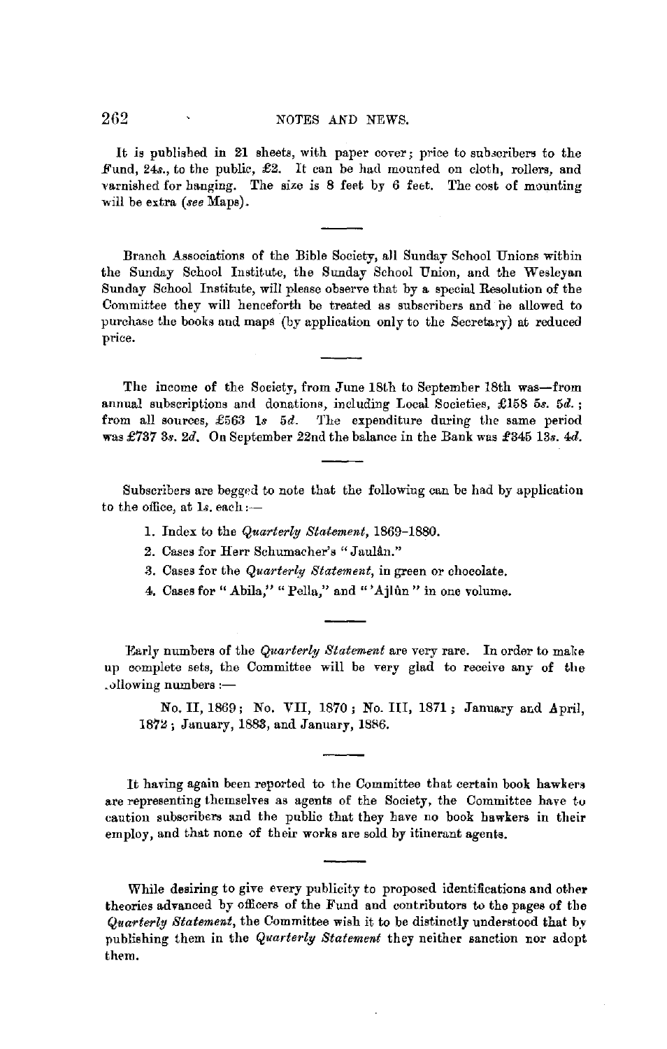It is published in 21 sheets, with paper cover; price to subscribers to the Fund, 24*s.*, to the public, £2. It can be had mounted on cloth, rollers, and varnished for hanging. The size is 8 feet by 6 feet. The cost of mounting will be extra (*see* Maps).

---

Branch Associations of the Bible Society, all Sunday School Unions within the Sunday School Institute, the Sunday School Union, and the Wesleyan Sunday School Institute, will please observe that by a special Resolution of the Committee they will henceforth be treated as subscribers and be allowed to purchase the books and maps (by application only to the Secretary) at reduced price.

---

The income of the Society, from June 18th to September 18th was—from annual subscriptions and donations, including Local Societies, £158 5*s.* 5*d.*; from all sources, £563 1*s* 5*d.* The expenditure during the same period was £737 3*s.* 2*d.* On September 22nd the balance in the Bank was £345 13*s.* 4*d.*

---

Subscribers are begged to note that the following can be had by application to the office, at 1*s.* each:—

1. Index to the *Quarterly Statement*, 1869–1880.
2. Cases for Herr Schumacher's "Jaulân."
3. Cases for the *Quarterly Statement*, in green or chocolate.
4. Cases for "Abila," "Pella," and "'Ajlûn" in one volume.

---

Early numbers of the *Quarterly Statement* are very rare. In order to make up complete sets, the Committee will be very glad to receive any of the following numbers:—

No. II, 1869; No. VII, 1870; No. III, 1871; January and April, 1872; January, 1883, and January, 1886.

---

It having again been reported to the Committee that certain book hawkers are representing themselves as agents of the Society, the Committee have to caution subscribers and the public that they have no book hawkers in their employ, and that none of their works are sold by itinerant agents.

---

While desiring to give every publicity to proposed identifications and other theories advanced by officers of the Fund and contributors to the pages of the *Quarterly Statement*, the Committee wish it to be distinctly understood that by publishing them in the *Quarterly Statement* they neither sanction nor adopt them.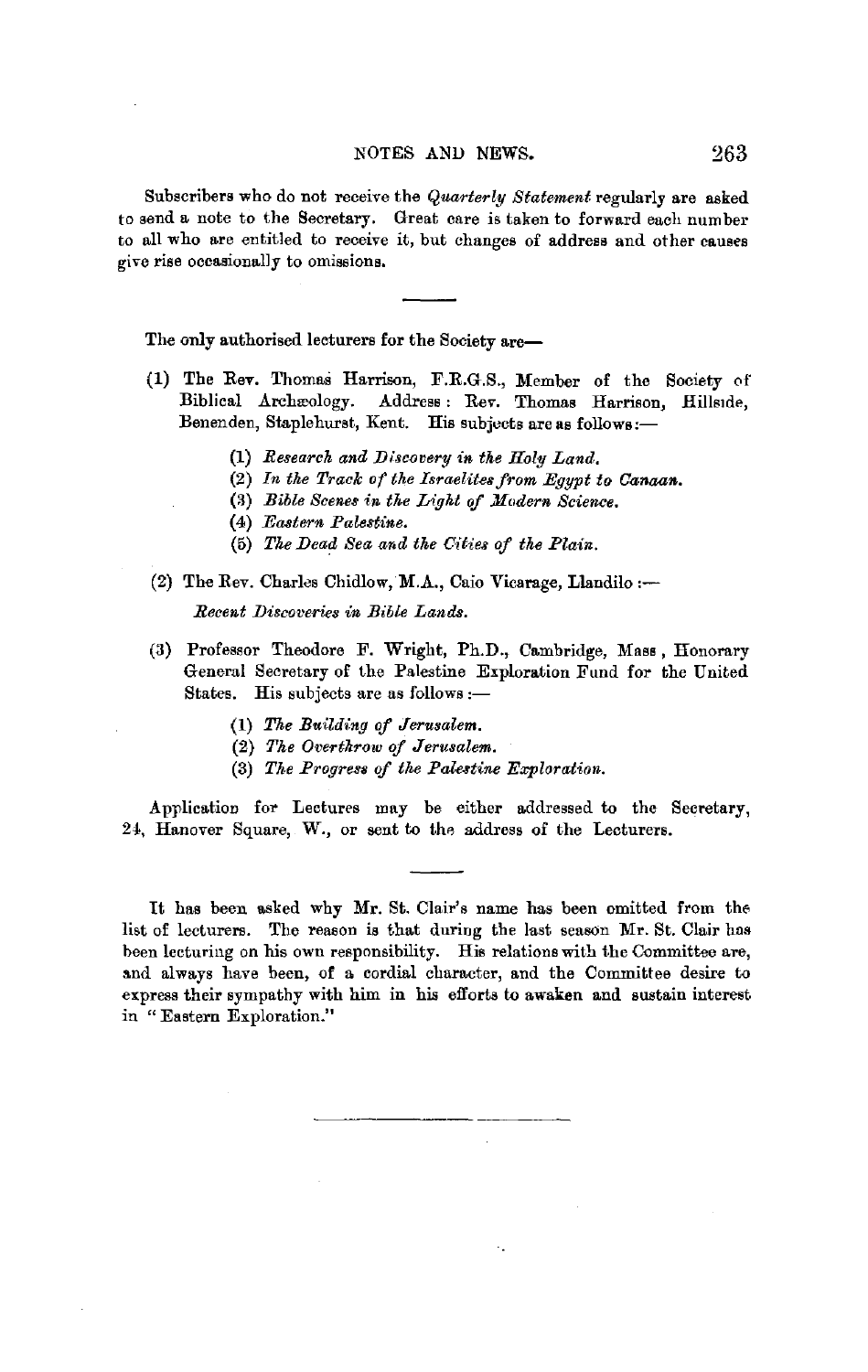Subscribers who do not receive the *Quarterly Statement* regularly are asked to send a note to the Secretary. Great care is taken to forward each number to all who are entitled to receive it, but changes of address and other causes give rise occasionally to omissions.

---

The only authorised lecturers for the Society are—

(1) The Rev. Thomas Harrison, F.R.G.S., Member of the Society of Biblical Archæology. Address: Rev. Thomas Harrison, Hillside, Benenden, Staplehurst, Kent. His subjects are as follows:—

- (1) *Research and Discovery in the Holy Land.*
- (2) *In the Track of the Israelites from Egypt to Canaan.*
- (3) *Bible Scenes in the Light of Modern Science.*
- (4) *Eastern Palestine.*
- (5) *The Dead Sea and the Cities of the Plain.*

(2) The Rev. Charles Chidlow, M.A., Caio Vicarage, Llandilo:—

*Recent Discoveries in Bible Lands.*

(3) Professor Theodore F. Wright, Ph.D., Cambridge, Mass, Honorary General Secretary of the Palestine Exploration Fund for the United States. His subjects are as follows:—

- (1) *The Building of Jerusalem.*
- (2) *The Overthrow of Jerusalem.*
- (3) *The Progress of the Palestine Exploration.*

Application for Lectures may be either addressed to the Secretary, 24, Hanover Square, W., or sent to the address of the Lecturers.

---

It has been asked why Mr. St. Clair's name has been omitted from the list of lecturers. The reason is that during the last season Mr. St. Clair has been lecturing on his own responsibility. His relations with the Committee are, and always have been, of a cordial character, and the Committee desire to express their sympathy with him in his efforts to awaken and sustain interest in "Eastern Exploration."